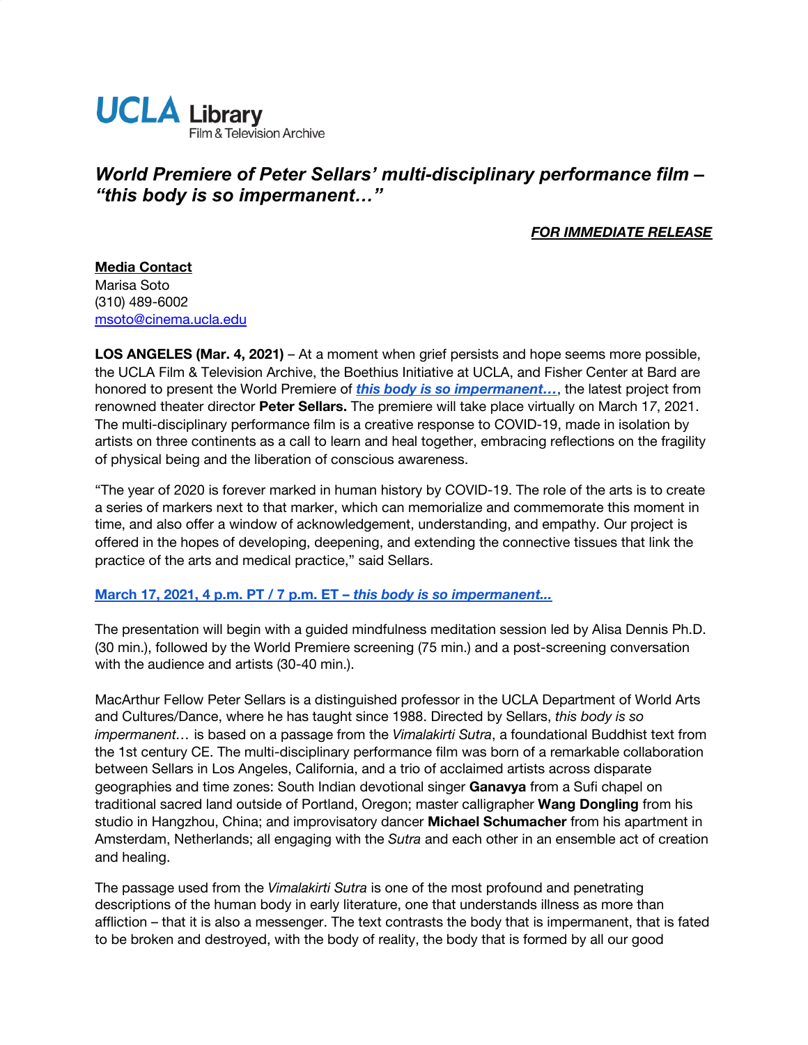UCLA Library
Film & Television Archive

# *World Premiere of Peter Sellars' multi-disciplinary performance film – "this body is so impermanent…"*

***FOR IMMEDIATE RELEASE***

**Media Contact**
Marisa Soto
(310) 489-6002
msoto@cinema.ucla.edu

**LOS ANGELES (Mar. 4, 2021)** – At a moment when grief persists and hope seems more possible, the UCLA Film & Television Archive, the Boethius Initiative at UCLA, and Fisher Center at Bard are honored to present the World Premiere of ***this body is so impermanent…***, the latest project from renowned theater director **Peter Sellars.** The premiere will take place virtually on March 17, 2021. The multi-disciplinary performance film is a creative response to COVID-19, made in isolation by artists on three continents as a call to learn and heal together, embracing reflections on the fragility of physical being and the liberation of conscious awareness.

"The year of 2020 is forever marked in human history by COVID-19. The role of the arts is to create a series of markers next to that marker, which can memorialize and commemorate this moment in time, and also offer a window of acknowledgement, understanding, and empathy. Our project is offered in the hopes of developing, deepening, and extending the connective tissues that link the practice of the arts and medical practice," said Sellars.

**March 17, 2021, 4 p.m. PT / 7 p.m. ET – *this body is so impermanent...***

The presentation will begin with a guided mindfulness meditation session led by Alisa Dennis Ph.D. (30 min.), followed by the World Premiere screening (75 min.) and a post-screening conversation with the audience and artists (30-40 min.).

MacArthur Fellow Peter Sellars is a distinguished professor in the UCLA Department of World Arts and Cultures/Dance, where he has taught since 1988. Directed by Sellars, *this body is so impermanent…* is based on a passage from the *Vimalakirti Sutra*, a foundational Buddhist text from the 1st century CE. The multi-disciplinary performance film was born of a remarkable collaboration between Sellars in Los Angeles, California, and a trio of acclaimed artists across disparate geographies and time zones: South Indian devotional singer **Ganavya** from a Sufi chapel on traditional sacred land outside of Portland, Oregon; master calligrapher **Wang Dongling** from his studio in Hangzhou, China; and improvisatory dancer **Michael Schumacher** from his apartment in Amsterdam, Netherlands; all engaging with the *Sutra* and each other in an ensemble act of creation and healing.

The passage used from the *Vimalakirti Sutra* is one of the most profound and penetrating descriptions of the human body in early literature, one that understands illness as more than affliction – that it is also a messenger. The text contrasts the body that is impermanent, that is fated to be broken and destroyed, with the body of reality, the body that is formed by all our good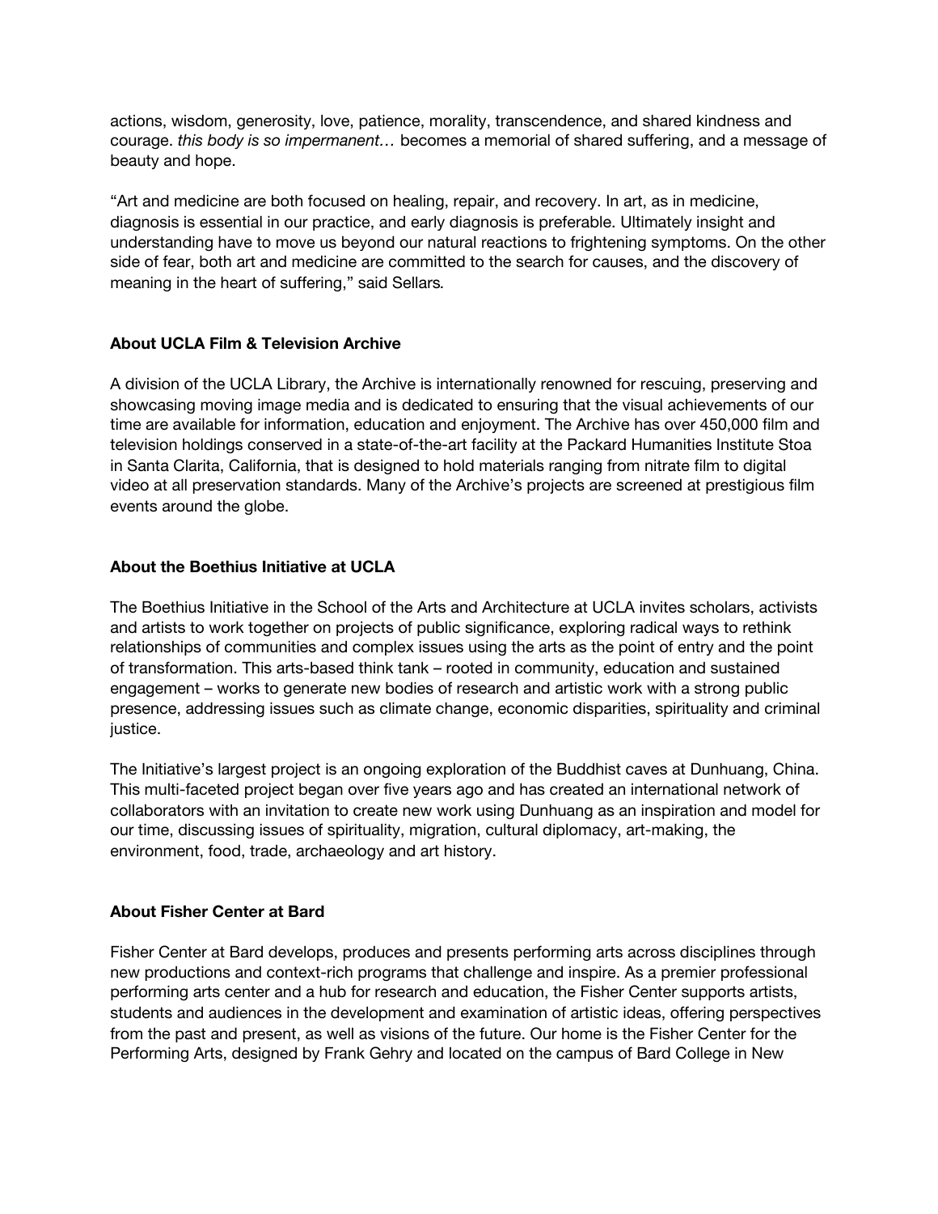actions, wisdom, generosity, love, patience, morality, transcendence, and shared kindness and courage. *this body is so impermanent…* becomes a memorial of shared suffering, and a message of beauty and hope.

"Art and medicine are both focused on healing, repair, and recovery. In art, as in medicine, diagnosis is essential in our practice, and early diagnosis is preferable. Ultimately insight and understanding have to move us beyond our natural reactions to frightening symptoms. On the other side of fear, both art and medicine are committed to the search for causes, and the discovery of meaning in the heart of suffering," said Sellars.

**About UCLA Film & Television Archive**

A division of the UCLA Library, the Archive is internationally renowned for rescuing, preserving and showcasing moving image media and is dedicated to ensuring that the visual achievements of our time are available for information, education and enjoyment. The Archive has over 450,000 film and television holdings conserved in a state-of-the-art facility at the Packard Humanities Institute Stoa in Santa Clarita, California, that is designed to hold materials ranging from nitrate film to digital video at all preservation standards. Many of the Archive's projects are screened at prestigious film events around the globe.

**About the Boethius Initiative at UCLA**

The Boethius Initiative in the School of the Arts and Architecture at UCLA invites scholars, activists and artists to work together on projects of public significance, exploring radical ways to rethink relationships of communities and complex issues using the arts as the point of entry and the point of transformation. This arts-based think tank – rooted in community, education and sustained engagement – works to generate new bodies of research and artistic work with a strong public presence, addressing issues such as climate change, economic disparities, spirituality and criminal justice.

The Initiative's largest project is an ongoing exploration of the Buddhist caves at Dunhuang, China. This multi-faceted project began over five years ago and has created an international network of collaborators with an invitation to create new work using Dunhuang as an inspiration and model for our time, discussing issues of spirituality, migration, cultural diplomacy, art-making, the environment, food, trade, archaeology and art history.

**About Fisher Center at Bard**

Fisher Center at Bard develops, produces and presents performing arts across disciplines through new productions and context-rich programs that challenge and inspire. As a premier professional performing arts center and a hub for research and education, the Fisher Center supports artists, students and audiences in the development and examination of artistic ideas, offering perspectives from the past and present, as well as visions of the future. Our home is the Fisher Center for the Performing Arts, designed by Frank Gehry and located on the campus of Bard College in New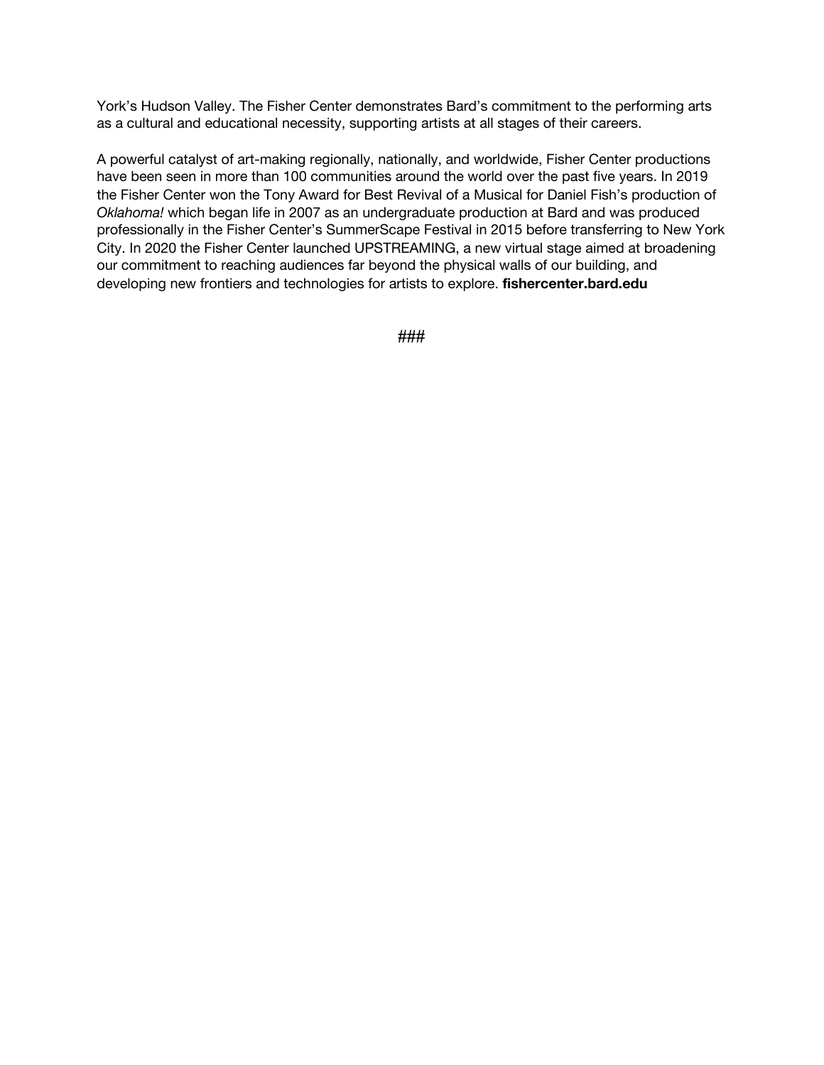York's Hudson Valley. The Fisher Center demonstrates Bard's commitment to the performing arts as a cultural and educational necessity, supporting artists at all stages of their careers.

A powerful catalyst of art-making regionally, nationally, and worldwide, Fisher Center productions have been seen in more than 100 communities around the world over the past five years. In 2019 the Fisher Center won the Tony Award for Best Revival of a Musical for Daniel Fish's production of *Oklahoma!* which began life in 2007 as an undergraduate production at Bard and was produced professionally in the Fisher Center's SummerScape Festival in 2015 before transferring to New York City. In 2020 the Fisher Center launched UPSTREAMING, a new virtual stage aimed at broadening our commitment to reaching audiences far beyond the physical walls of our building, and developing new frontiers and technologies for artists to explore. **fishercenter.bard.edu**

###